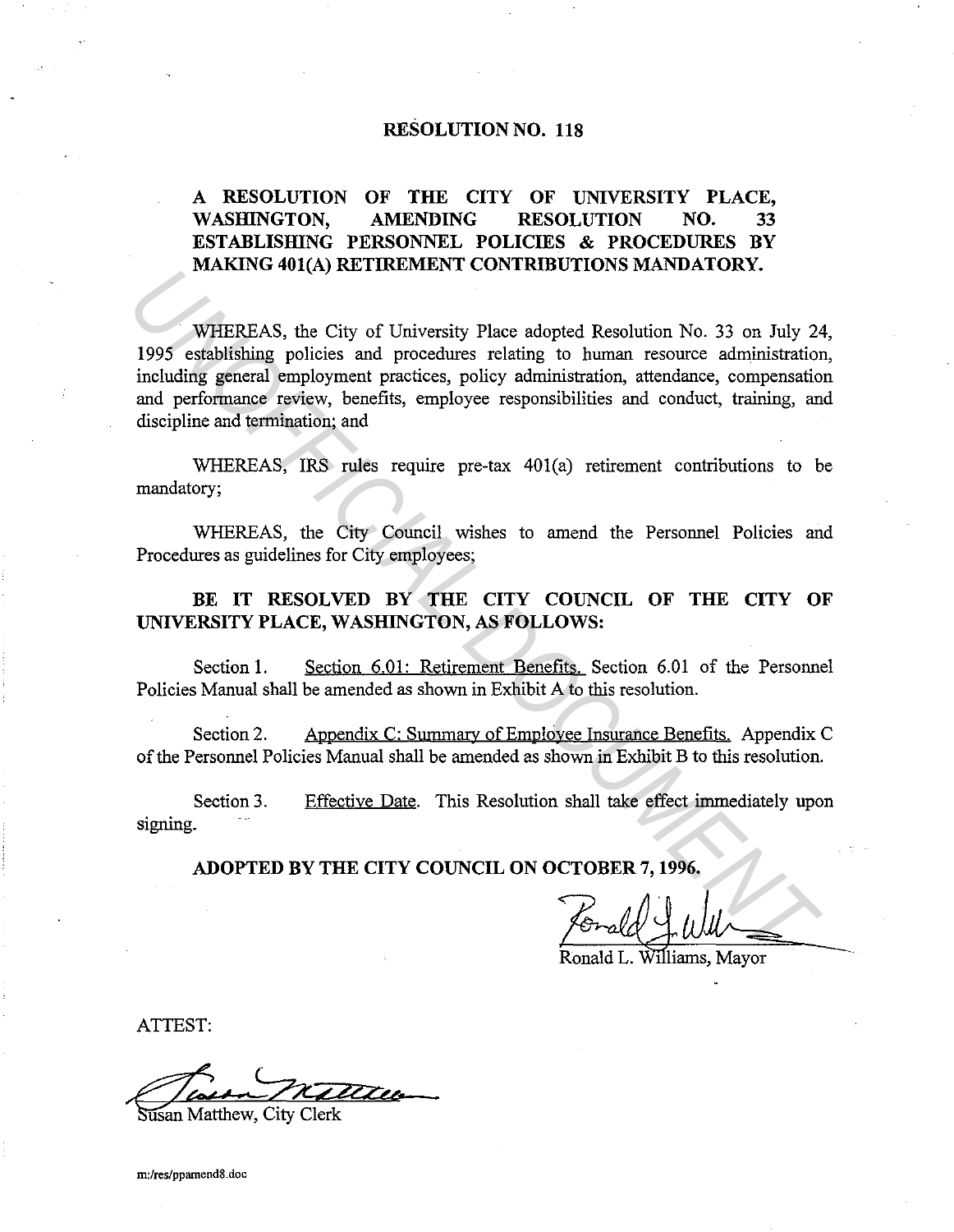# RESOLUTION NO. 118

## A RESOLUTION OF THE CITY OF UNIVERSITY PLACE, WASHINGTON, AMENDING RESOLUTION NO. 33 ESTABLISHING PERSONNEL POLICIES & PROCEDURES BY MAKING 401(A) RETIREMENT CONTRIBUTIONS MANDATORY.

WHEREAS, the City of University Place adopted Resolution No. 33 on July 24, 1995 establishing policies and procedures relating to human resource administration, including general employment practices, policy administration, attendance, compensation and performance review, benefits, employee responsibilities and conduct, training, and discipline and termination; and

WHEREAS, IRS rules require pre-tax 401(a) retirement contributions to be mandatory;

WHEREAS, the City Council wishes to amend the Personnel Policies and Procedures as guidelines for City employees;

**BE IT RESOLVED BY THE CITY COUNCIL OF THE CITY OF UNIVERSITY PLACE, WASHINGTON, AS FOLLOWS:**

Section 1. Section 6.01: Retirement Benefits. Section 6.01 of the Personnel Policies Manual shall be amended as shown in Exhibit A to this resolution.

Section 2. Appendix C: Summary of Employee Insurance Benefits. Appendix C of the Personnel Policies Manual shall be amended as shown in Exhibit B to this resolution.

Section 3. Effective Date. This Resolution shall take effect immediately upon signing.

**ADOPTED BY THE CITY COUNCIL ON OCTOBER 7, 1996.**

Ronald L. Williams, Mayor

ATTEST:

Susan Matthew, City Clerk

m:/res/ppamend8.doc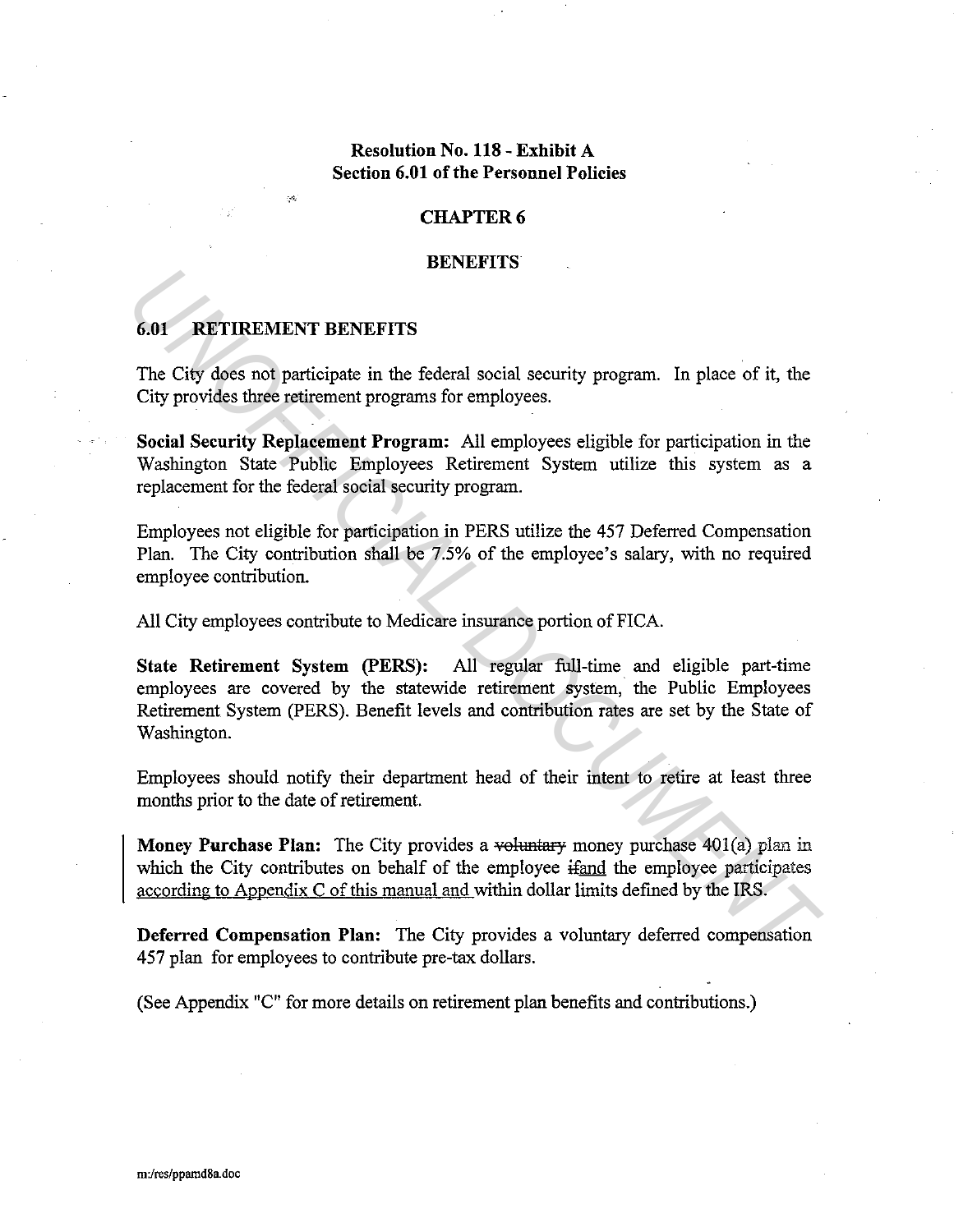**Resolution No. 118 - Exhibit A**
**Section 6.01 of the Personnel Policies**

# CHAPTER 6

## BENEFITS

### 6.01 RETIREMENT BENEFITS

The City does not participate in the federal social security program. In place of it, the City provides three retirement programs for employees.

**Social Security Replacement Program:** All employees eligible for participation in the Washington State Public Employees Retirement System utilize this system as a replacement for the federal social security program.

Employees not eligible for participation in PERS utilize the 457 Deferred Compensation Plan. The City contribution shall be 7.5% of the employee's salary, with no required employee contribution.

All City employees contribute to Medicare insurance portion of FICA.

**State Retirement System (PERS):** All regular full-time and eligible part-time employees are covered by the statewide retirement system, the Public Employees Retirement System (PERS). Benefit levels and contribution rates are set by the State of Washington.

Employees should notify their department head of their intent to retire at least three months prior to the date of retirement.

**Money Purchase Plan:** The City provides a ~~voluntary~~ money purchase 401(a) plan in which the City contributes on behalf of the employee ~~if~~and the employee participates according to Appendix C of this manual and within dollar limits defined by the IRS.

**Deferred Compensation Plan:** The City provides a voluntary deferred compensation 457 plan for employees to contribute pre-tax dollars.

(See Appendix "C" for more details on retirement plan benefits and contributions.)

m:/res/ppamd8a.doc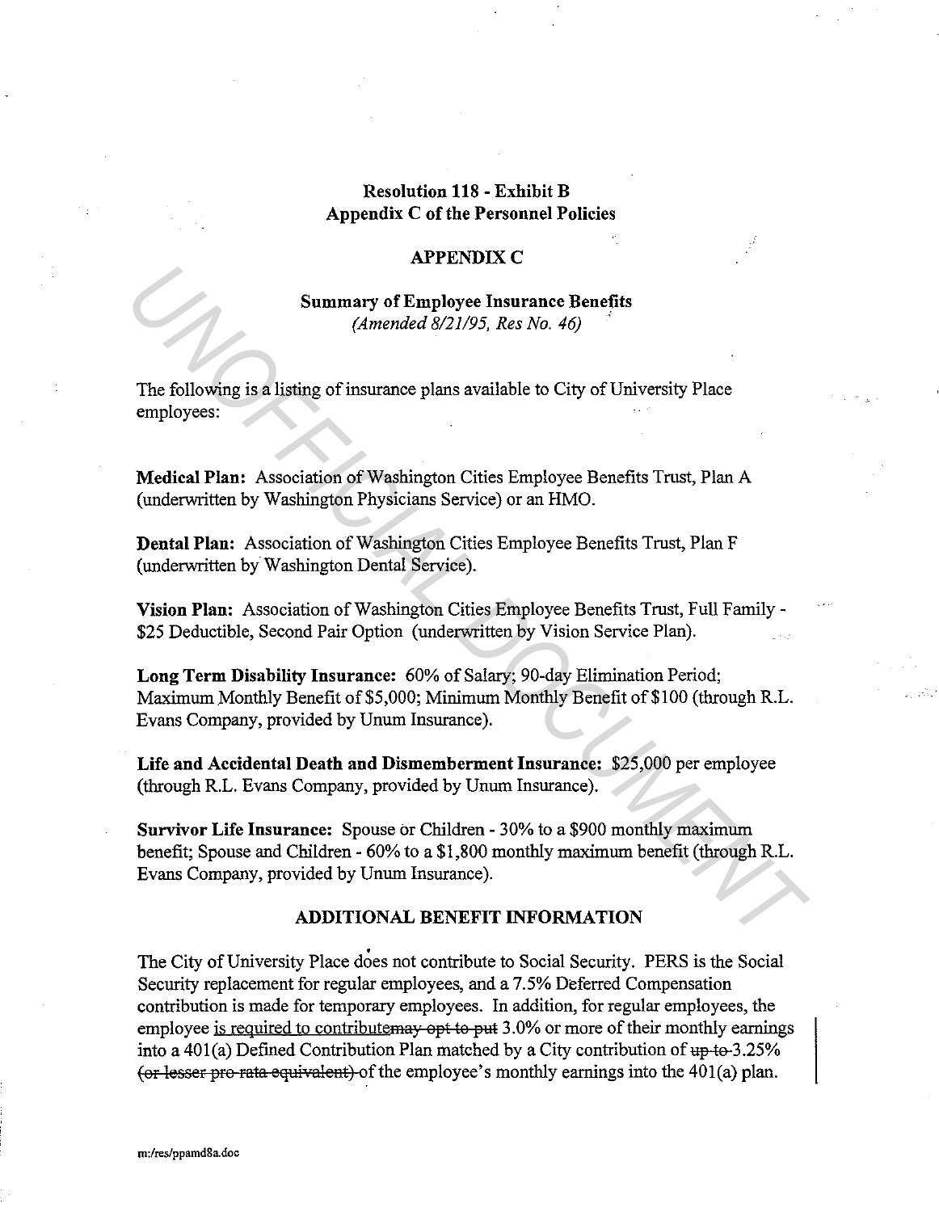**Resolution 118 - Exhibit B**
**Appendix C of the Personnel Policies**

## APPENDIX C

### Summary of Employee Insurance Benefits

*(Amended 8/21/95, Res No. 46)*

The following is a listing of insurance plans available to City of University Place employees:

**Medical Plan:** Association of Washington Cities Employee Benefits Trust, Plan A (underwritten by Washington Physicians Service) or an HMO.

**Dental Plan:** Association of Washington Cities Employee Benefits Trust, Plan F (underwritten by Washington Dental Service).

**Vision Plan:** Association of Washington Cities Employee Benefits Trust, Full Family - $25 Deductible, Second Pair Option (underwritten by Vision Service Plan).

**Long Term Disability Insurance:** 60% of Salary; 90-day Elimination Period; Maximum Monthly Benefit of $5,000; Minimum Monthly Benefit of $100 (through R.L. Evans Company, provided by Unum Insurance).

**Life and Accidental Death and Dismemberment Insurance:** $25,000 per employee (through R.L. Evans Company, provided by Unum Insurance).

**Survivor Life Insurance:** Spouse or Children - 30% to a $900 monthly maximum benefit; Spouse and Children - 60% to a $1,800 monthly maximum benefit (through R.L. Evans Company, provided by Unum Insurance).

### ADDITIONAL BENEFIT INFORMATION

The City of University Place does not contribute to Social Security. PERS is the Social Security replacement for regular employees, and a 7.5% Deferred Compensation contribution is made for temporary employees. In addition, for regular employees, the employee <u>is required to contribute</u>~~may opt to put~~ 3.0% or more of their monthly earnings into a 401(a) Defined Contribution Plan matched by a City contribution of ~~up to~~ 3.25% ~~(or lesser pro rata equivalent)~~ of the employee's monthly earnings into the 401(a) plan.

m:/res/ppamd8a.doc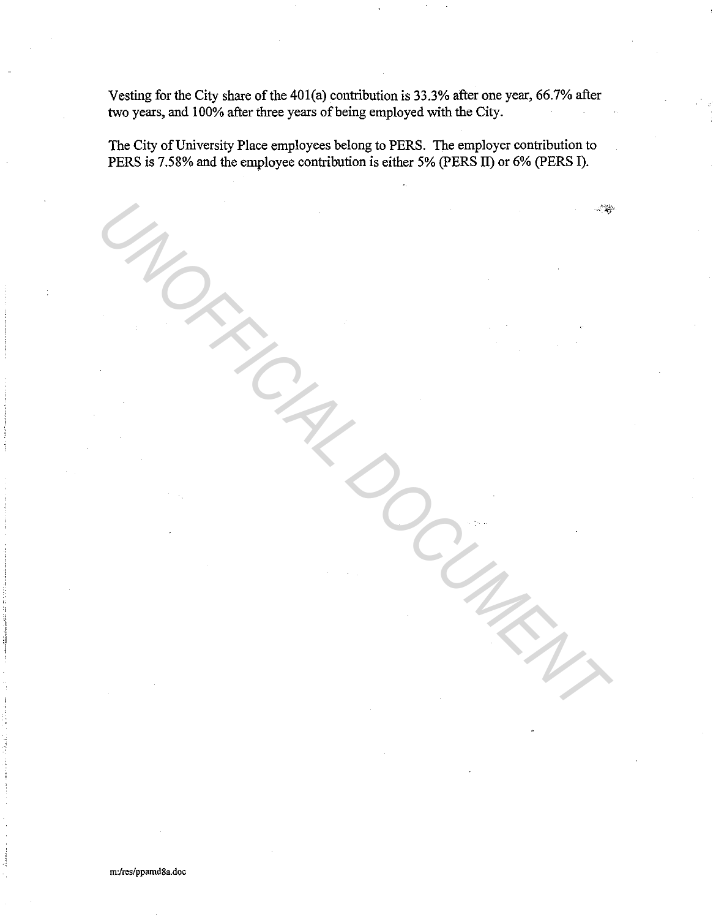Vesting for the City share of the 401(a) contribution is 33.3% after one year, 66.7% after two years, and 100% after three years of being employed with the City.

The City of University Place employees belong to PERS. The employer contribution to PERS is 7.58% and the employee contribution is either 5% (PERS II) or 6% (PERS I).

UNOFFICIAL DOCUMENT

m:/res/ppamd8a.doc